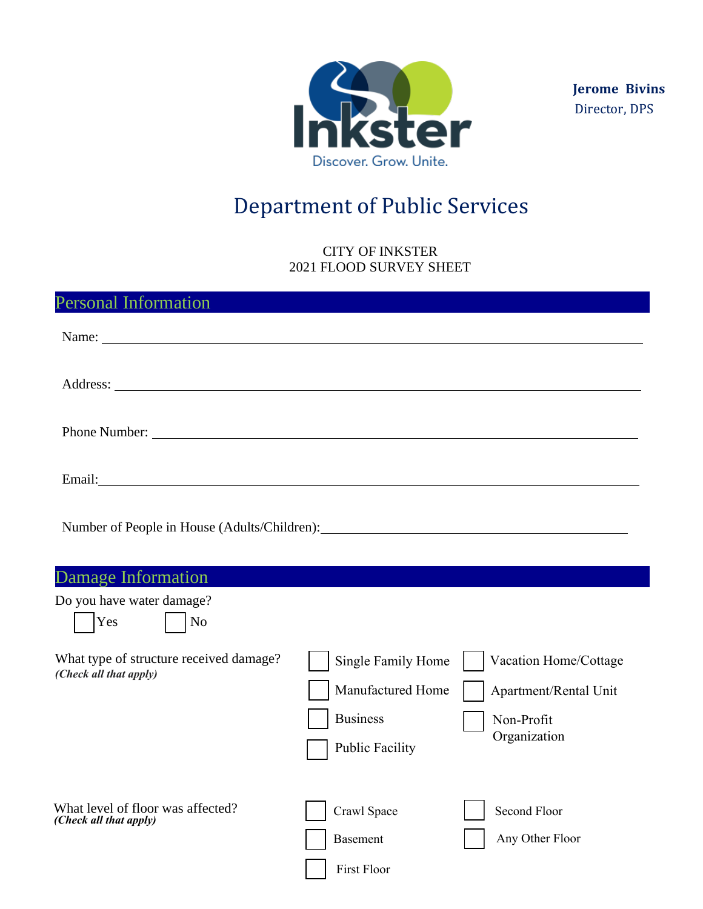Inkster
Discover. Grow. Unite.

**Jerome Bivins**
Director, DPS

# Department of Public Services

CITY OF INKSTER
2021 FLOOD SURVEY SHEET

## Personal Information

Name: ______________________________________________

Address: ______________________________________________

Phone Number: ______________________________________________

Email: ______________________________________________

Number of People in House (Adults/Children): ______________________________

## Damage Information

Do you have water damage?

☐ Yes ☐ No

What type of structure received damage?
***(Check all that apply)***

☐ Single Family Home
☐ Vacation Home/Cottage
☐ Manufactured Home
☐ Apartment/Rental Unit
☐ Business
☐ Non-Profit Organization
☐ Public Facility

What level of floor was affected?
***(Check all that apply)***

☐ Crawl Space
☐ Second Floor
☐ Basement
☐ Any Other Floor
☐ First Floor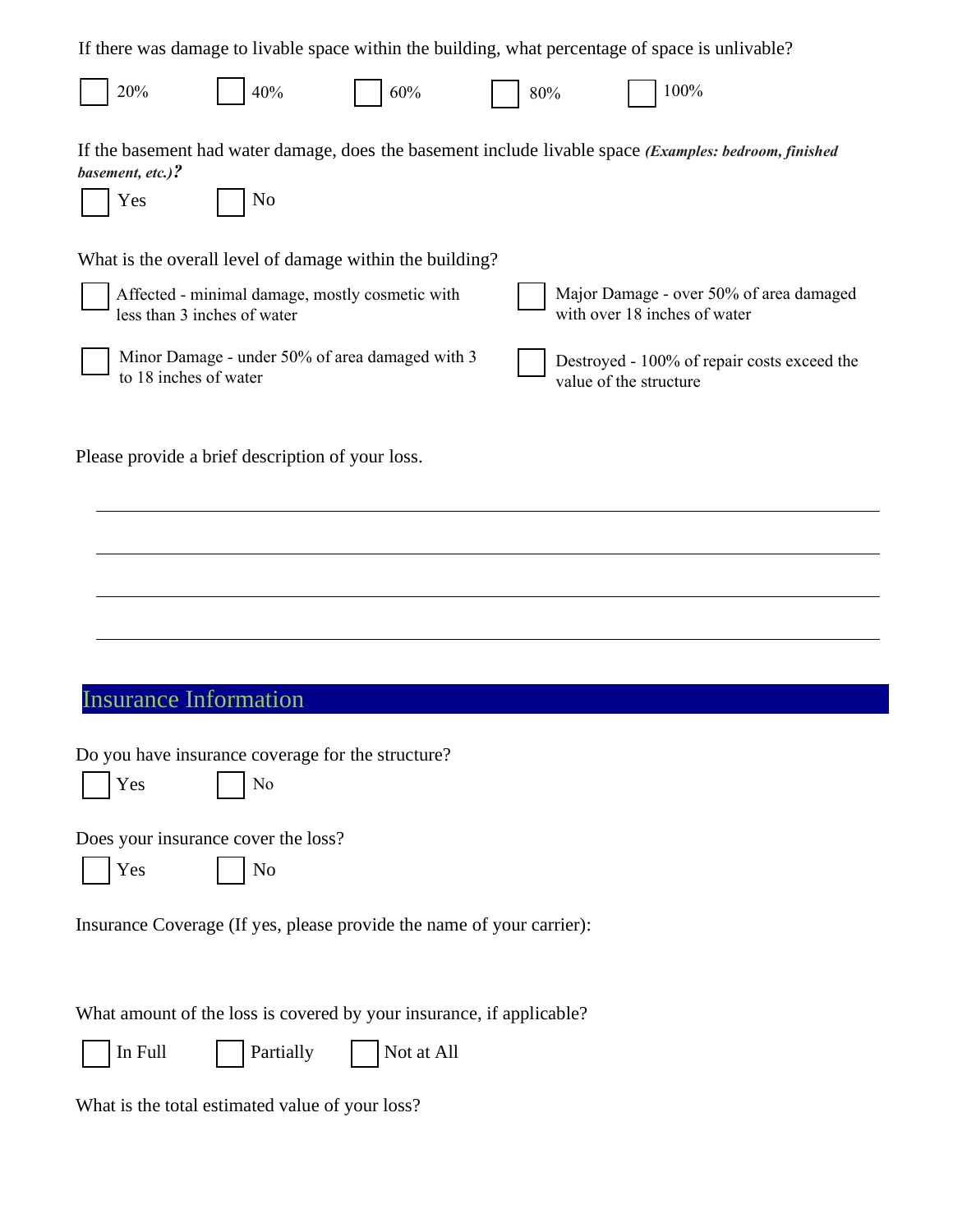If there was damage to livable space within the building, what percentage of space is unlivable?

- [ ] 20%
- [ ] 40%
- [ ] 60%
- [ ] 80%
- [ ] 100%

If the basement had water damage, does the basement include livable space ***(Examples: bedroom, finished basement, etc.)?***

- [ ] Yes
- [ ] No

What is the overall level of damage within the building?

- [ ] Affected - minimal damage, mostly cosmetic with less than 3 inches of water
- [ ] Minor Damage - under 50% of area damaged with 3 to 18 inches of water
- [ ] Major Damage - over 50% of area damaged with over 18 inches of water
- [ ] Destroyed - 100% of repair costs exceed the value of the structure

Please provide a brief description of your loss.

\_\_\_\_\_\_\_\_\_\_\_\_\_\_\_\_\_\_\_\_\_\_\_\_\_\_\_\_\_\_\_\_\_\_\_\_\_\_\_\_\_\_\_\_\_\_\_\_\_\_\_\_\_\_\_\_\_\_\_\_\_\_\_\_\_\_\_\_\_\_

\_\_\_\_\_\_\_\_\_\_\_\_\_\_\_\_\_\_\_\_\_\_\_\_\_\_\_\_\_\_\_\_\_\_\_\_\_\_\_\_\_\_\_\_\_\_\_\_\_\_\_\_\_\_\_\_\_\_\_\_\_\_\_\_\_\_\_\_\_\_

\_\_\_\_\_\_\_\_\_\_\_\_\_\_\_\_\_\_\_\_\_\_\_\_\_\_\_\_\_\_\_\_\_\_\_\_\_\_\_\_\_\_\_\_\_\_\_\_\_\_\_\_\_\_\_\_\_\_\_\_\_\_\_\_\_\_\_\_\_\_

\_\_\_\_\_\_\_\_\_\_\_\_\_\_\_\_\_\_\_\_\_\_\_\_\_\_\_\_\_\_\_\_\_\_\_\_\_\_\_\_\_\_\_\_\_\_\_\_\_\_\_\_\_\_\_\_\_\_\_\_\_\_\_\_\_\_\_\_\_\_

## Insurance Information

Do you have insurance coverage for the structure?

- [ ] Yes
- [ ] No

Does your insurance cover the loss?

- [ ] Yes
- [ ] No

Insurance Coverage (If yes, please provide the name of your carrier):

What amount of the loss is covered by your insurance, if applicable?

- [ ] In Full
- [ ] Partially
- [ ] Not at All

What is the total estimated value of your loss?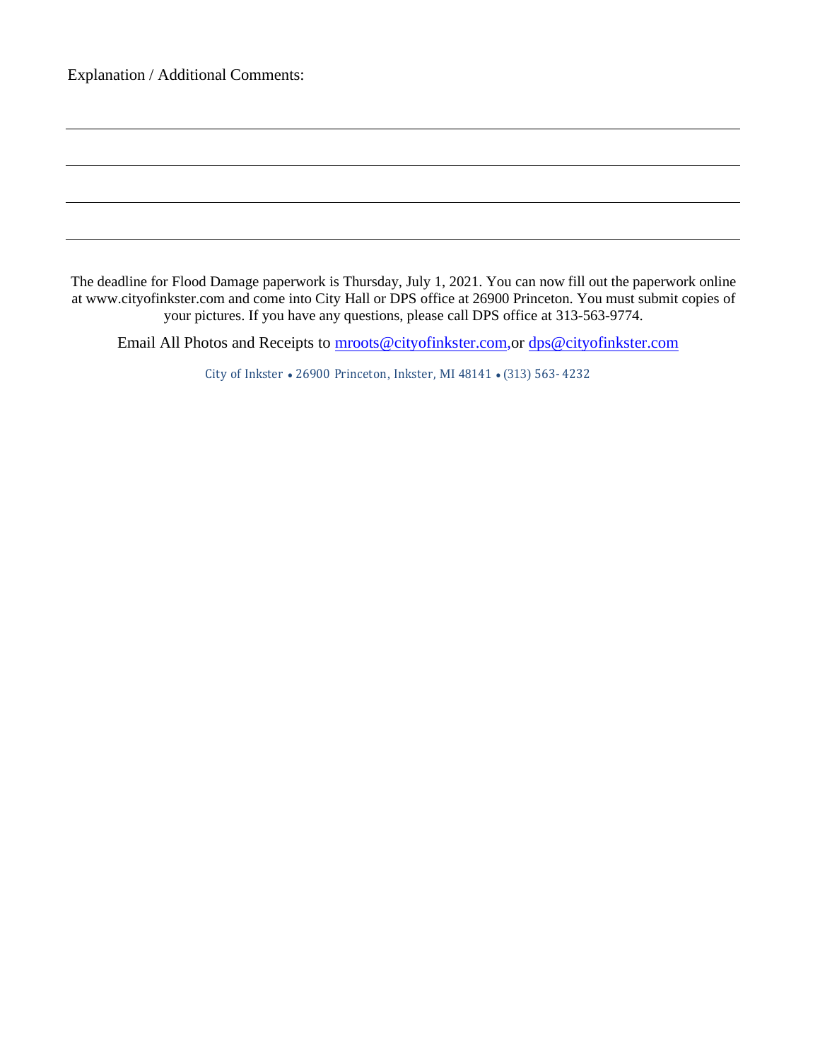Explanation / Additional Comments:

______________________________________________________________________________

______________________________________________________________________________

______________________________________________________________________________

______________________________________________________________________________

The deadline for Flood Damage paperwork is Thursday, July 1, 2021. You can now fill out the paperwork online at www.cityofinkster.com and come into City Hall or DPS office at 26900 Princeton. You must submit copies of your pictures. If you have any questions, please call DPS office at 313-563-9774.

Email All Photos and Receipts to mroots@cityofinkster.com,or dps@cityofinkster.com

City of Inkster • 26900 Princeton, Inkster, MI 48141 • (313) 563- 4232